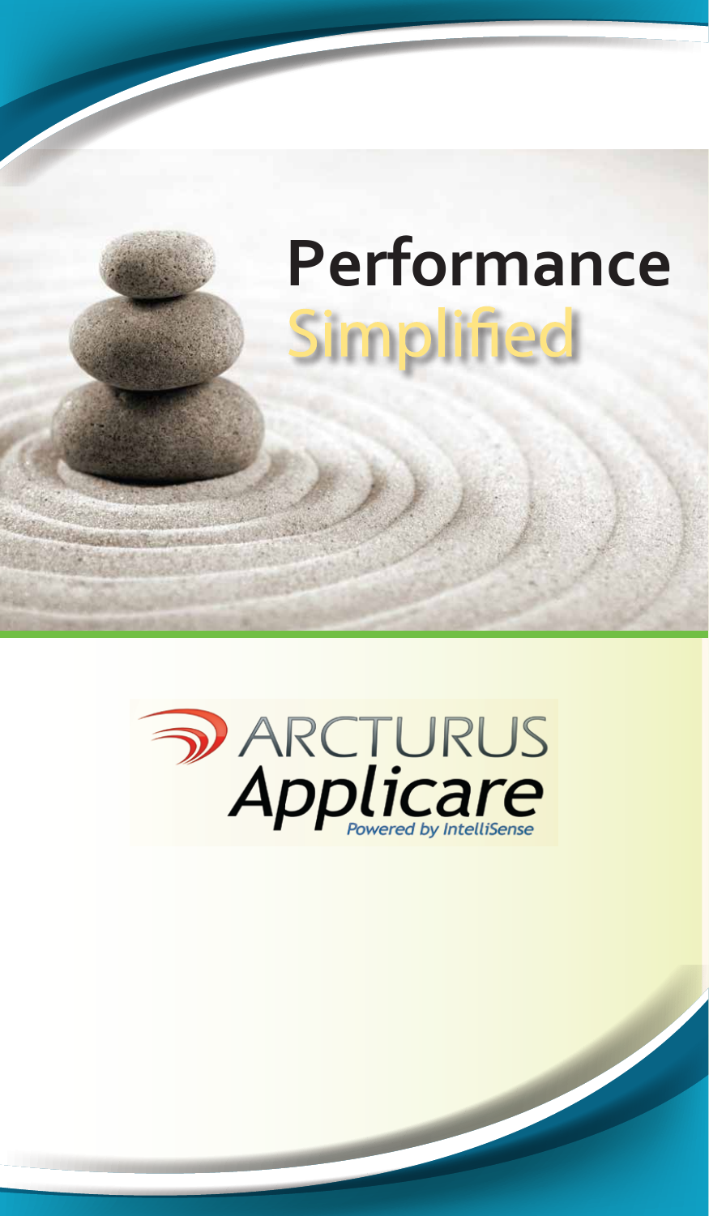# Performance Simplified

ARCTURUS
Applicare
*Powered by IntelliSense*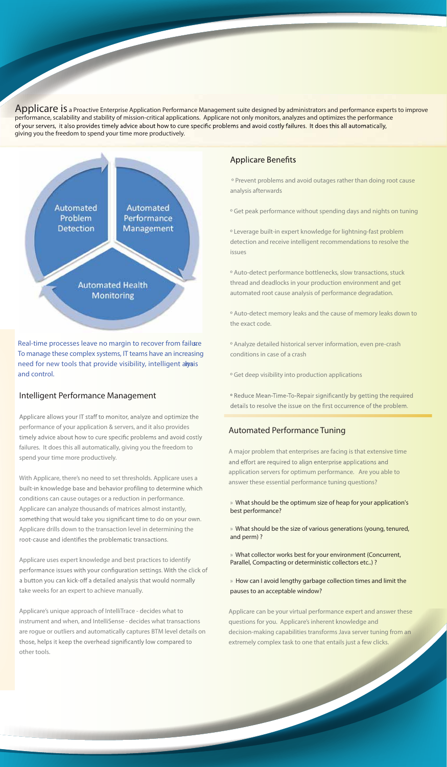**Applicare is** a Proactive Enterprise Application Performance Management suite designed by administrators and performance experts to improve performance, scalability and stability of mission-critical applications. Applicare not only monitors, analyzes and optimizes the performance of your servers, it also provides timely advice about how to cure specific problems and avoid costly failures. It does this all automatically, giving you the freedom to spend your time more productively.

Automated Problem Detection

Automated Performance Management

Automated Health Monitoring

Real-time processes leave no margin to recover from failure. To manage these complex systems, IT teams have an increasing need for new tools that provide visibility, intelligent analysis and control.

## Intelligent Performance Management

Applicare allows your IT staff to monitor, analyze and optimize the performance of your application & servers, and it also provides timely advice about how to cure specific problems and avoid costly failures. It does this all automatically, giving you the freedom to spend your time more productively.

With Applicare, there's no need to set thresholds. Applicare uses a built-in knowledge base and behavior profiling to determine which conditions can cause outages or a reduction in performance. Applicare can analyze thousands of matrices almost instantly, something that would take you significant time to do on your own. Applicare drills down to the transaction level in determining the root-cause and identifies the problematic transactions.

Applicare uses expert knowledge and best practices to identify performance issues with your configuration settings. With the click of a button you can kick-off a detailed analysis that would normally take weeks for an expert to achieve manually.

Applicare's unique approach of IntelliTrace - decides what to instrument and when, and IntelliSense - decides what transactions are rogue or outliers and automatically captures BTM level details on those, helps it keep the overhead significantly low compared to other tools.

## Applicare Benefits

- Prevent problems and avoid outages rather than doing root cause analysis afterwards
- Get peak performance without spending days and nights on tuning
- Leverage built-in expert knowledge for lightning-fast problem detection and receive intelligent recommendations to resolve the issues
- Auto-detect performance bottlenecks, slow transactions, stuck thread and deadlocks in your production environment and get automated root cause analysis of performance degradation.
- Auto-detect memory leaks and the cause of memory leaks down to the exact code.
- Analyze detailed historical server information, even pre-crash conditions in case of a crash
- Get deep visibility into production applications
- Reduce Mean-Time-To-Repair significantly by getting the required details to resolve the issue on the first occurrence of the problem.

## Automated Performance Tuning

A major problem that enterprises are facing is that extensive time and effort are required to align enterprise applications and application servers for optimum performance. Are you able to answer these essential performance tuning questions?

» What should be the optimum size of heap for your application's best performance?

» What should be the size of various generations (young, tenured, and perm) ?

» What collector works best for your environment (Concurrent, Parallel, Compacting or deterministic collectors etc..) ?

» How can I avoid lengthy garbage collection times and limit the pauses to an acceptable window?

Applicare can be your virtual performance expert and answer these questions for you. Applicare's inherent knowledge and decision-making capabilities transforms Java server tuning from an extremely complex task to one that entails just a few clicks.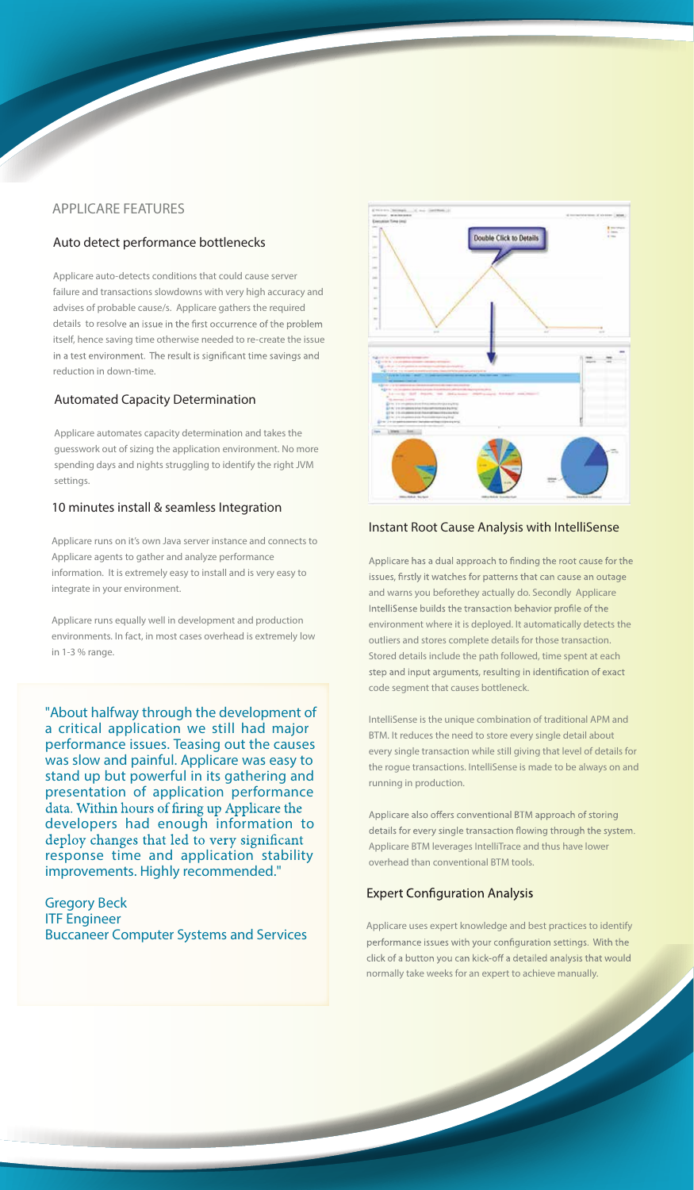## APPLICARE FEATURES

### Auto detect performance bottlenecks

Applicare auto-detects conditions that could cause server failure and transactions slowdowns with very high accuracy and advises of probable cause/s. Applicare gathers the required details to resolve an issue in the first occurrence of the problem itself, hence saving time otherwise needed to re-create the issue in a test environment. The result is significant time savings and reduction in down-time.

### Automated Capacity Determination

Applicare automates capacity determination and takes the guesswork out of sizing the application environment. No more spending days and nights struggling to identify the right JVM settings.

### 10 minutes install & seamless Integration

Applicare runs on it's own Java server instance and connects to Applicare agents to gather and analyze performance information. It is extremely easy to install and is very easy to integrate in your environment.

Applicare runs equally well in development and production environments. In fact, in most cases overhead is extremely low in 1-3 % range.

"About halfway through the development of a critical application we still had major performance issues. Teasing out the causes was slow and painful. Applicare was easy to stand up but powerful in its gathering and presentation of application performance data. Within hours of firing up Applicare the developers had enough information to deploy changes that led to very significant response time and application stability improvements. Highly recommended."

Gregory Beck
ITF Engineer
Buccaneer Computer Systems and Services

### Instant Root Cause Analysis with IntelliSense

Applicare has a dual approach to finding the root cause for the issues, firstly it watches for patterns that can cause an outage and warns you beforethey actually do. Secondly Applicare IntelliSense builds the transaction behavior profile of the environment where it is deployed. It automatically detects the outliers and stores complete details for those transaction. Stored details include the path followed, time spent at each step and input arguments, resulting in identification of exact code segment that causes bottleneck.

IntelliSense is the unique combination of traditional APM and BTM. It reduces the need to store every single detail about every single transaction while still giving that level of details for the rogue transactions. IntelliSense is made to be always on and running in production.

Applicare also offers conventional BTM approach of storing details for every single transaction flowing through the system. Applicare BTM leverages IntelliTrace and thus have lower overhead than conventional BTM tools.

### Expert Configuration Analysis

Applicare uses expert knowledge and best practices to identify performance issues with your configuration settings. With the click of a button you can kick-off a detailed analysis that would normally take weeks for an expert to achieve manually.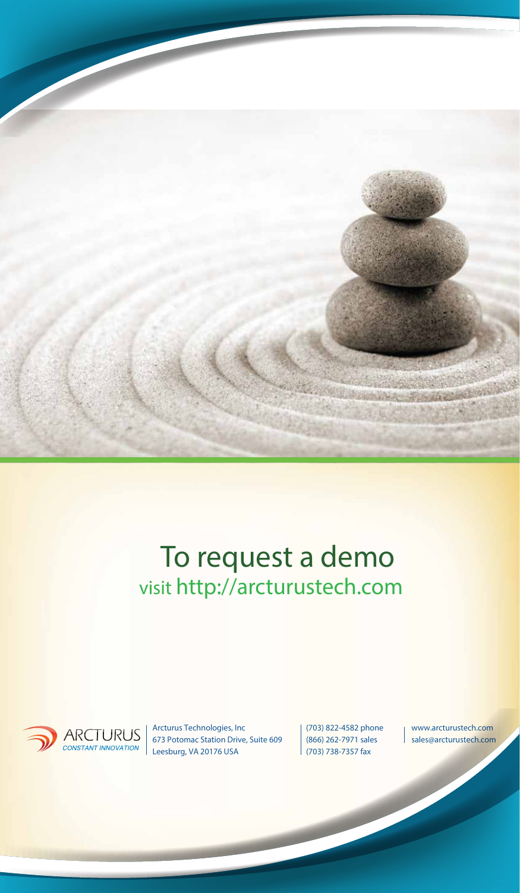# To request a demo

visit http://arcturustech.com

ARCTURUS
*CONSTANT INNOVATION*

Arcturus Technologies, Inc
673 Potomac Station Drive, Suite 609
Leesburg, VA 20176 USA

(703) 822-4582 phone
(866) 262-7971 sales
(703) 738-7357 fax

www.arcturustech.com
sales@arcturustech.com